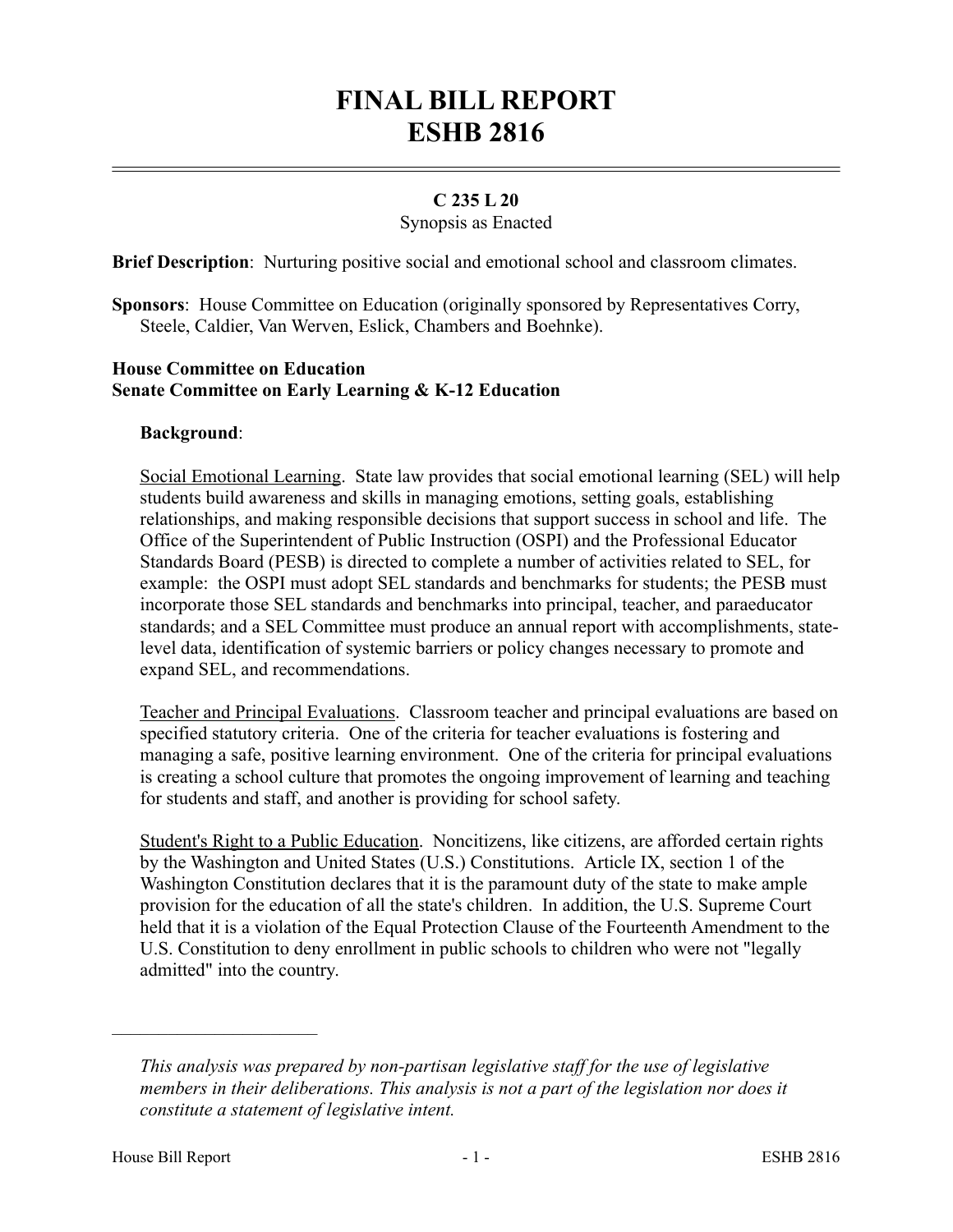# FINAL BILL REPORT
# ESHB 2816

**C 235 L 20**

Synopsis as Enacted

**Brief Description**: Nurturing positive social and emotional school and classroom climates.

**Sponsors**: House Committee on Education (originally sponsored by Representatives Corry, Steele, Caldier, Van Werven, Eslick, Chambers and Boehnke).

**House Committee on Education**
**Senate Committee on Early Learning & K-12 Education**

**Background**:

Social Emotional Learning. State law provides that social emotional learning (SEL) will help students build awareness and skills in managing emotions, setting goals, establishing relationships, and making responsible decisions that support success in school and life. The Office of the Superintendent of Public Instruction (OSPI) and the Professional Educator Standards Board (PESB) is directed to complete a number of activities related to SEL, for example: the OSPI must adopt SEL standards and benchmarks for students; the PESB must incorporate those SEL standards and benchmarks into principal, teacher, and paraeducator standards; and a SEL Committee must produce an annual report with accomplishments, state-level data, identification of systemic barriers or policy changes necessary to promote and expand SEL, and recommendations.

Teacher and Principal Evaluations. Classroom teacher and principal evaluations are based on specified statutory criteria. One of the criteria for teacher evaluations is fostering and managing a safe, positive learning environment. One of the criteria for principal evaluations is creating a school culture that promotes the ongoing improvement of learning and teaching for students and staff, and another is providing for school safety.

Student's Right to a Public Education. Noncitizens, like citizens, are afforded certain rights by the Washington and United States (U.S.) Constitutions. Article IX, section 1 of the Washington Constitution declares that it is the paramount duty of the state to make ample provision for the education of all the state's children. In addition, the U.S. Supreme Court held that it is a violation of the Equal Protection Clause of the Fourteenth Amendment to the U.S. Constitution to deny enrollment in public schools to children who were not "legally admitted" into the country.

---

*This analysis was prepared by non-partisan legislative staff for the use of legislative members in their deliberations. This analysis is not a part of the legislation nor does it constitute a statement of legislative intent.*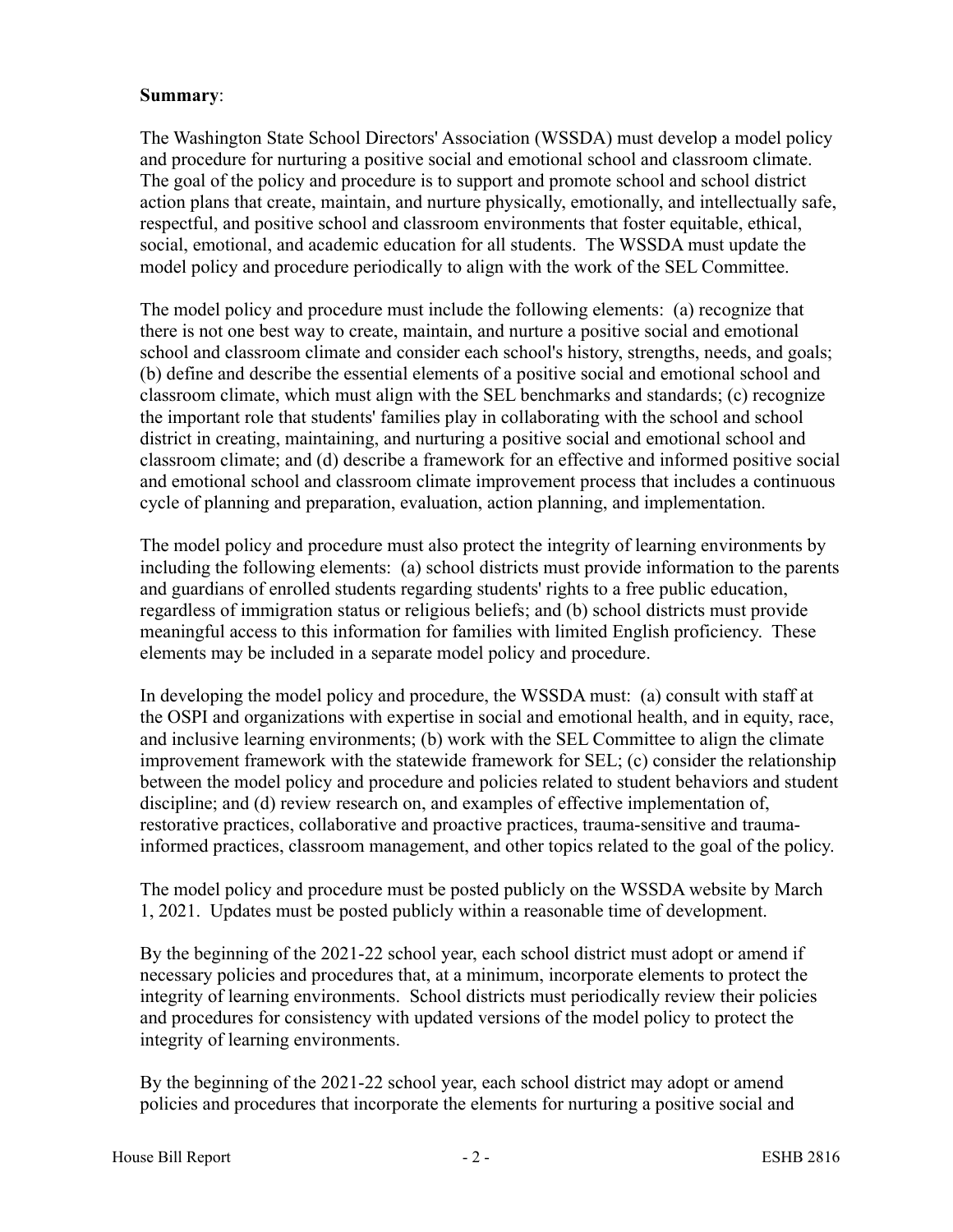**Summary**:

The Washington State School Directors' Association (WSSDA) must develop a model policy and procedure for nurturing a positive social and emotional school and classroom climate. The goal of the policy and procedure is to support and promote school and school district action plans that create, maintain, and nurture physically, emotionally, and intellectually safe, respectful, and positive school and classroom environments that foster equitable, ethical, social, emotional, and academic education for all students. The WSSDA must update the model policy and procedure periodically to align with the work of the SEL Committee.

The model policy and procedure must include the following elements: (a) recognize that there is not one best way to create, maintain, and nurture a positive social and emotional school and classroom climate and consider each school's history, strengths, needs, and goals; (b) define and describe the essential elements of a positive social and emotional school and classroom climate, which must align with the SEL benchmarks and standards; (c) recognize the important role that students' families play in collaborating with the school and school district in creating, maintaining, and nurturing a positive social and emotional school and classroom climate; and (d) describe a framework for an effective and informed positive social and emotional school and classroom climate improvement process that includes a continuous cycle of planning and preparation, evaluation, action planning, and implementation.

The model policy and procedure must also protect the integrity of learning environments by including the following elements: (a) school districts must provide information to the parents and guardians of enrolled students regarding students' rights to a free public education, regardless of immigration status or religious beliefs; and (b) school districts must provide meaningful access to this information for families with limited English proficiency. These elements may be included in a separate model policy and procedure.

In developing the model policy and procedure, the WSSDA must: (a) consult with staff at the OSPI and organizations with expertise in social and emotional health, and in equity, race, and inclusive learning environments; (b) work with the SEL Committee to align the climate improvement framework with the statewide framework for SEL; (c) consider the relationship between the model policy and procedure and policies related to student behaviors and student discipline; and (d) review research on, and examples of effective implementation of, restorative practices, collaborative and proactive practices, trauma-sensitive and trauma-informed practices, classroom management, and other topics related to the goal of the policy.

The model policy and procedure must be posted publicly on the WSSDA website by March 1, 2021. Updates must be posted publicly within a reasonable time of development.

By the beginning of the 2021-22 school year, each school district must adopt or amend if necessary policies and procedures that, at a minimum, incorporate elements to protect the integrity of learning environments. School districts must periodically review their policies and procedures for consistency with updated versions of the model policy to protect the integrity of learning environments.

By the beginning of the 2021-22 school year, each school district may adopt or amend policies and procedures that incorporate the elements for nurturing a positive social and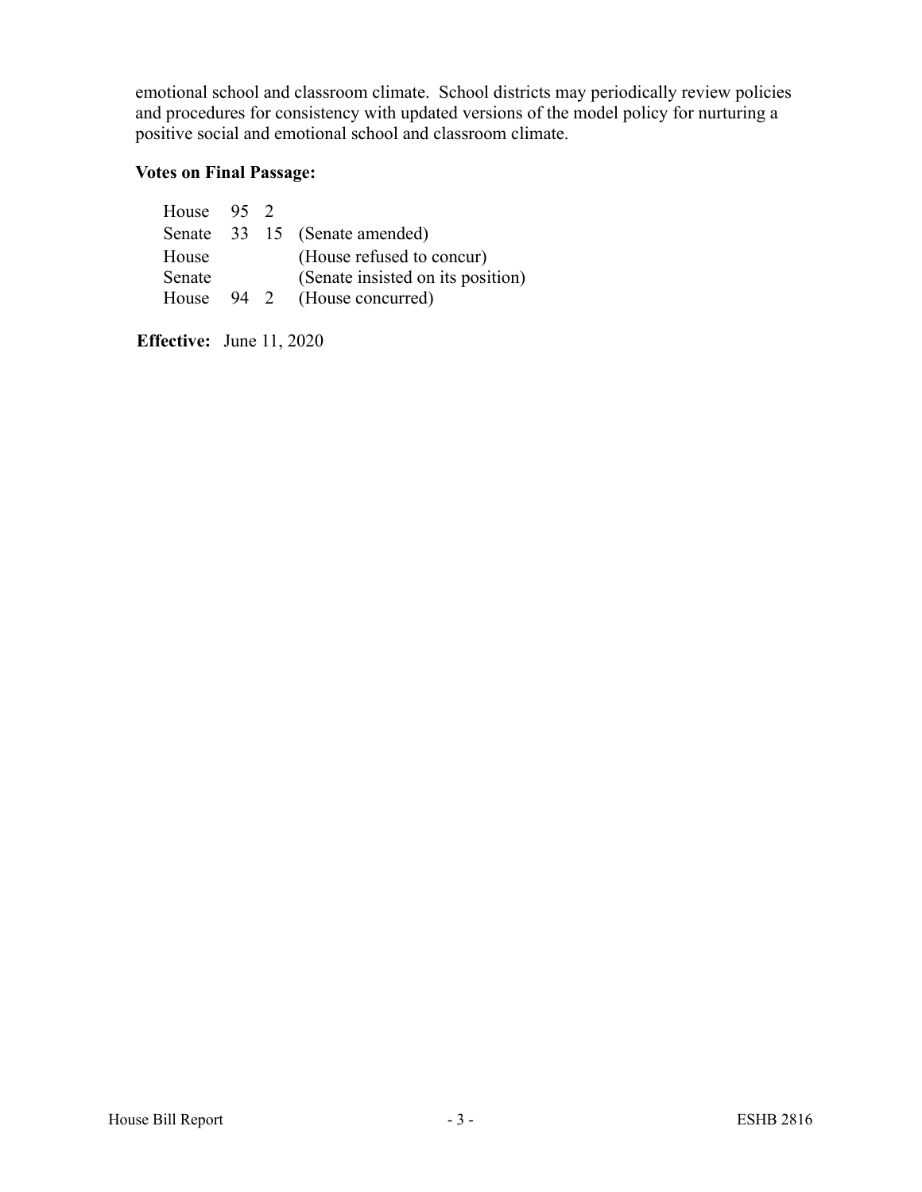emotional school and classroom climate. School districts may periodically review policies and procedures for consistency with updated versions of the model policy for nurturing a positive social and emotional school and classroom climate.

**Votes on Final Passage:**

| | | | |
|---|---|---|---|
| House | 95 | 2 | |
| Senate | 33 | 15 | (Senate amended) |
| House | | | (House refused to concur) |
| Senate | | | (Senate insisted on its position) |
| House | 94 | 2 | (House concurred) |

**Effective:** June 11, 2020